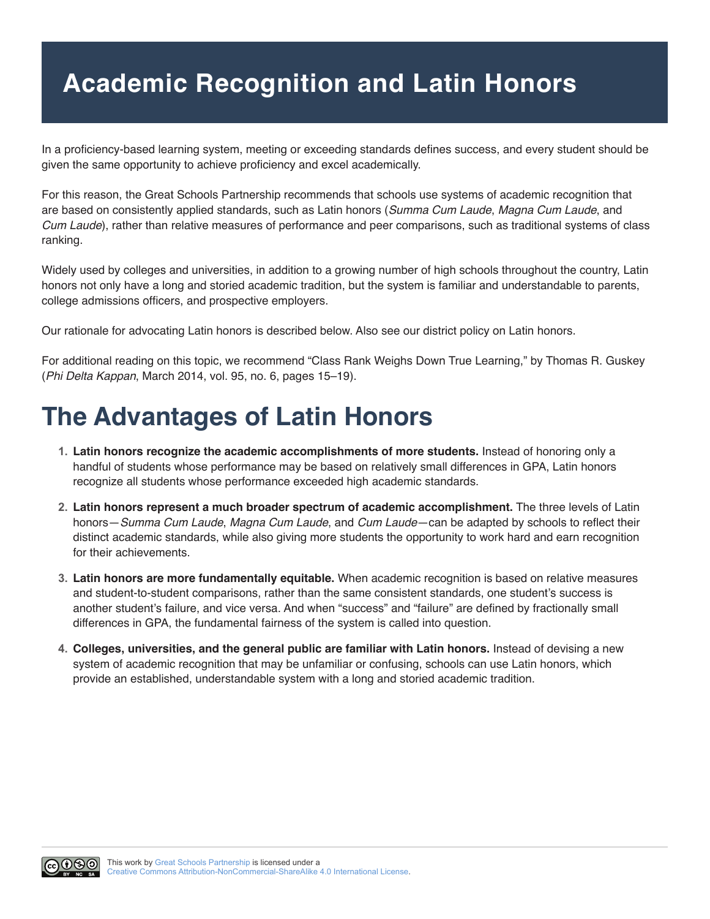# Academic Recognition and Latin Honors

In a proficiency-based learning system, meeting or exceeding standards defines success, and every student should be given the same opportunity to achieve proficiency and excel academically.

For this reason, the Great Schools Partnership recommends that schools use systems of academic recognition that are based on consistently applied standards, such as Latin honors (*Summa Cum Laude*, *Magna Cum Laude*, and *Cum Laude*), rather than relative measures of performance and peer comparisons, such as traditional systems of class ranking.

Widely used by colleges and universities, in addition to a growing number of high schools throughout the country, Latin honors not only have a long and storied academic tradition, but the system is familiar and understandable to parents, college admissions officers, and prospective employers.

Our rationale for advocating Latin honors is described below. Also see our district policy on Latin honors.

For additional reading on this topic, we recommend "Class Rank Weighs Down True Learning," by Thomas R. Guskey (*Phi Delta Kappan*, March 2014, vol. 95, no. 6, pages 15–19).

# The Advantages of Latin Honors

1. **Latin honors recognize the academic accomplishments of more students.** Instead of honoring only a handful of students whose performance may be based on relatively small differences in GPA, Latin honors recognize all students whose performance exceeded high academic standards.
2. **Latin honors represent a much broader spectrum of academic accomplishment.** The three levels of Latin honors—*Summa Cum Laude*, *Magna Cum Laude*, and *Cum Laude*—can be adapted by schools to reflect their distinct academic standards, while also giving more students the opportunity to work hard and earn recognition for their achievements.
3. **Latin honors are more fundamentally equitable.** When academic recognition is based on relative measures and student-to-student comparisons, rather than the same consistent standards, one student's success is another student's failure, and vice versa. And when "success" and "failure" are defined by fractionally small differences in GPA, the fundamental fairness of the system is called into question.
4. **Colleges, universities, and the general public are familiar with Latin honors.** Instead of devising a new system of academic recognition that may be unfamiliar or confusing, schools can use Latin honors, which provide an established, understandable system with a long and storied academic tradition.

This work by Great Schools Partnership is licensed under a Creative Commons Attribution-NonCommercial-ShareAlike 4.0 International License.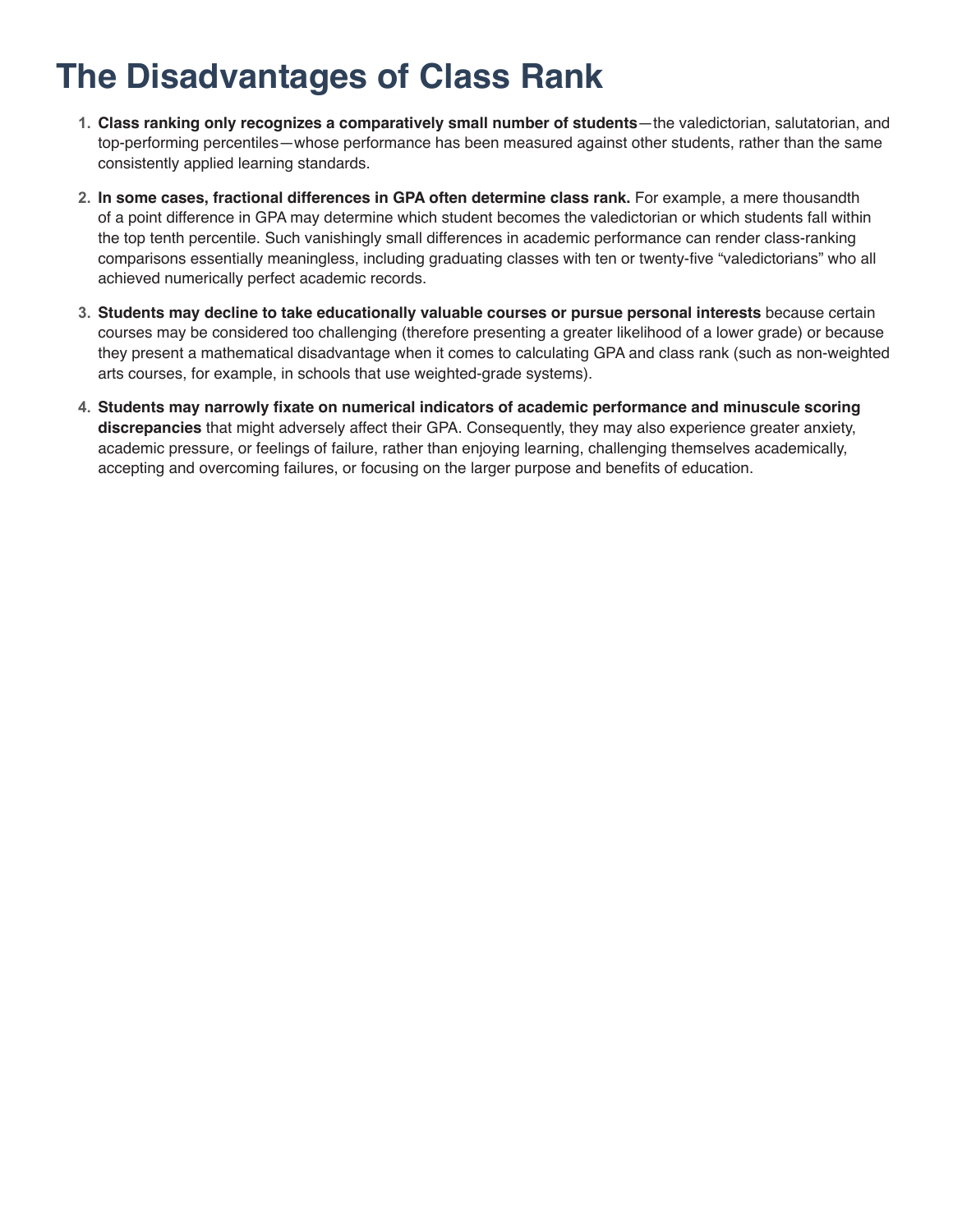# The Disadvantages of Class Rank

1. **Class ranking only recognizes a comparatively small number of students**—the valedictorian, salutatorian, and top-performing percentiles—whose performance has been measured against other students, rather than the same consistently applied learning standards.

2. **In some cases, fractional differences in GPA often determine class rank.** For example, a mere thousandth of a point difference in GPA may determine which student becomes the valedictorian or which students fall within the top tenth percentile. Such vanishingly small differences in academic performance can render class-ranking comparisons essentially meaningless, including graduating classes with ten or twenty-five "valedictorians" who all achieved numerically perfect academic records.

3. **Students may decline to take educationally valuable courses or pursue personal interests** because certain courses may be considered too challenging (therefore presenting a greater likelihood of a lower grade) or because they present a mathematical disadvantage when it comes to calculating GPA and class rank (such as non-weighted arts courses, for example, in schools that use weighted-grade systems).

4. **Students may narrowly fixate on numerical indicators of academic performance and minuscule scoring discrepancies** that might adversely affect their GPA. Consequently, they may also experience greater anxiety, academic pressure, or feelings of failure, rather than enjoying learning, challenging themselves academically, accepting and overcoming failures, or focusing on the larger purpose and benefits of education.